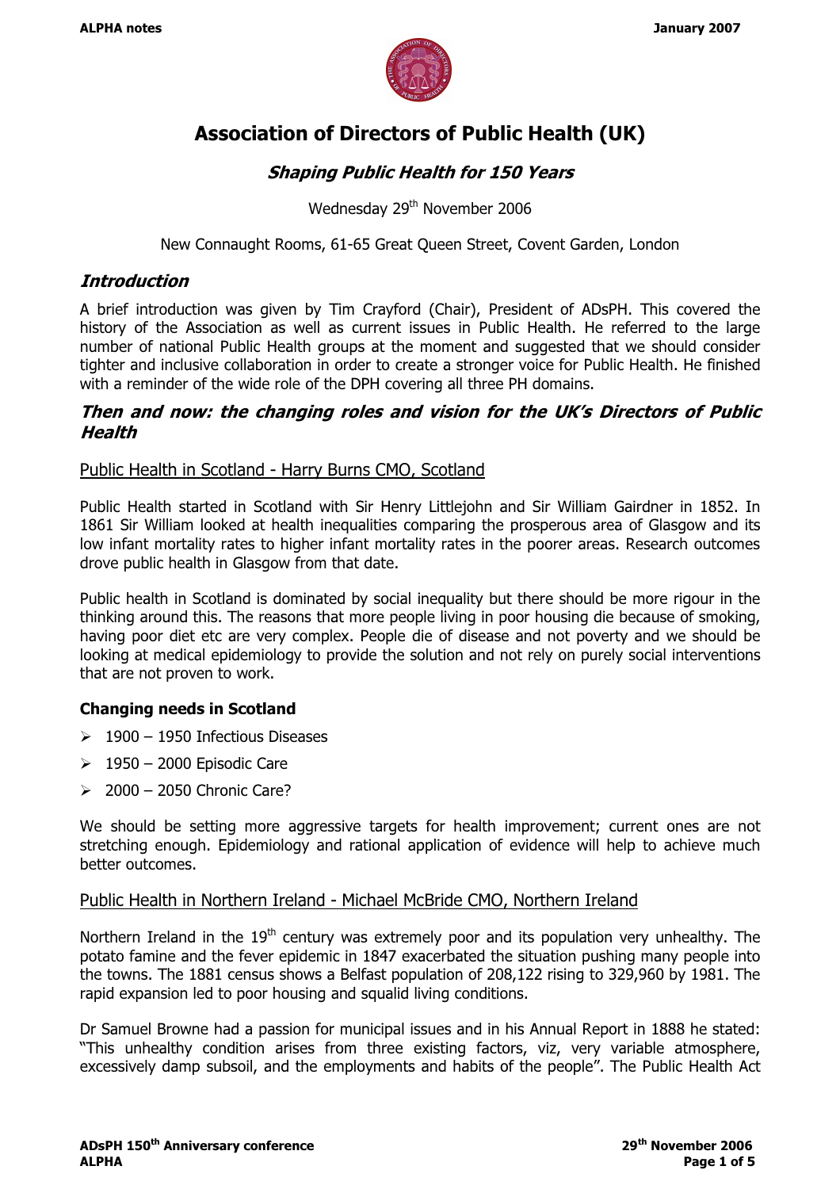# Association of Directors of Public Health (UK)

## *Shaping Public Health for 150 Years*

Wednesday 29th November 2006

New Connaught Rooms, 61-65 Great Queen Street, Covent Garden, London

## *Introduction*

A brief introduction was given by Tim Crayford (Chair), President of ADsPH. This covered the history of the Association as well as current issues in Public Health. He referred to the large number of national Public Health groups at the moment and suggested that we should consider tighter and inclusive collaboration in order to create a stronger voice for Public Health. He finished with a reminder of the wide role of the DPH covering all three PH domains.

## *Then and now: the changing roles and vision for the UK's Directors of Public Health*

### Public Health in Scotland - Harry Burns CMO, Scotland

Public Health started in Scotland with Sir Henry Littlejohn and Sir William Gairdner in 1852. In 1861 Sir William looked at health inequalities comparing the prosperous area of Glasgow and its low infant mortality rates to higher infant mortality rates in the poorer areas. Research outcomes drove public health in Glasgow from that date.

Public health in Scotland is dominated by social inequality but there should be more rigour in the thinking around this. The reasons that more people living in poor housing die because of smoking, having poor diet etc are very complex. People die of disease and not poverty and we should be looking at medical epidemiology to provide the solution and not rely on purely social interventions that are not proven to work.

**Changing needs in Scotland**

- 1900 – 1950 Infectious Diseases
- 1950 – 2000 Episodic Care
- 2000 – 2050 Chronic Care?

We should be setting more aggressive targets for health improvement; current ones are not stretching enough. Epidemiology and rational application of evidence will help to achieve much better outcomes.

### Public Health in Northern Ireland - Michael McBride CMO, Northern Ireland

Northern Ireland in the 19th century was extremely poor and its population very unhealthy. The potato famine and the fever epidemic in 1847 exacerbated the situation pushing many people into the towns. The 1881 census shows a Belfast population of 208,122 rising to 329,960 by 1981. The rapid expansion led to poor housing and squalid living conditions.

Dr Samuel Browne had a passion for municipal issues and in his Annual Report in 1888 he stated: "This unhealthy condition arises from three existing factors, viz, very variable atmosphere, excessively damp subsoil, and the employments and habits of the people". The Public Health Act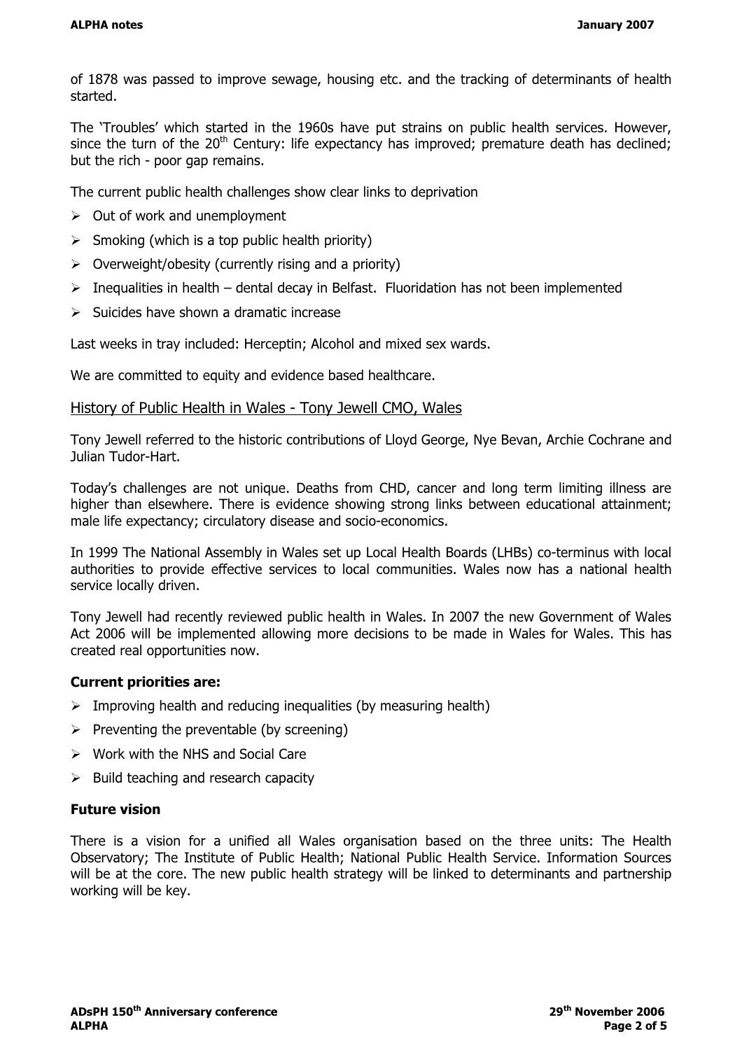of 1878 was passed to improve sewage, housing etc. and the tracking of determinants of health started.

The 'Troubles' which started in the 1960s have put strains on public health services. However, since the turn of the 20th Century: life expectancy has improved; premature death has declined; but the rich - poor gap remains.

The current public health challenges show clear links to deprivation

- Out of work and unemployment
- Smoking (which is a top public health priority)
- Overweight/obesity (currently rising and a priority)
- Inequalities in health – dental decay in Belfast. Fluoridation has not been implemented
- Suicides have shown a dramatic increase

Last weeks in tray included: Herceptin; Alcohol and mixed sex wards.

We are committed to equity and evidence based healthcare.

## History of Public Health in Wales - Tony Jewell CMO, Wales

Tony Jewell referred to the historic contributions of Lloyd George, Nye Bevan, Archie Cochrane and Julian Tudor-Hart.

Today's challenges are not unique. Deaths from CHD, cancer and long term limiting illness are higher than elsewhere. There is evidence showing strong links between educational attainment; male life expectancy; circulatory disease and socio-economics.

In 1999 The National Assembly in Wales set up Local Health Boards (LHBs) co-terminus with local authorities to provide effective services to local communities. Wales now has a national health service locally driven.

Tony Jewell had recently reviewed public health in Wales. In 2007 the new Government of Wales Act 2006 will be implemented allowing more decisions to be made in Wales for Wales. This has created real opportunities now.

### Current priorities are:

- Improving health and reducing inequalities (by measuring health)
- Preventing the preventable (by screening)
- Work with the NHS and Social Care
- Build teaching and research capacity

### Future vision

There is a vision for a unified all Wales organisation based on the three units: The Health Observatory; The Institute of Public Health; National Public Health Service. Information Sources will be at the core. The new public health strategy will be linked to determinants and partnership working will be key.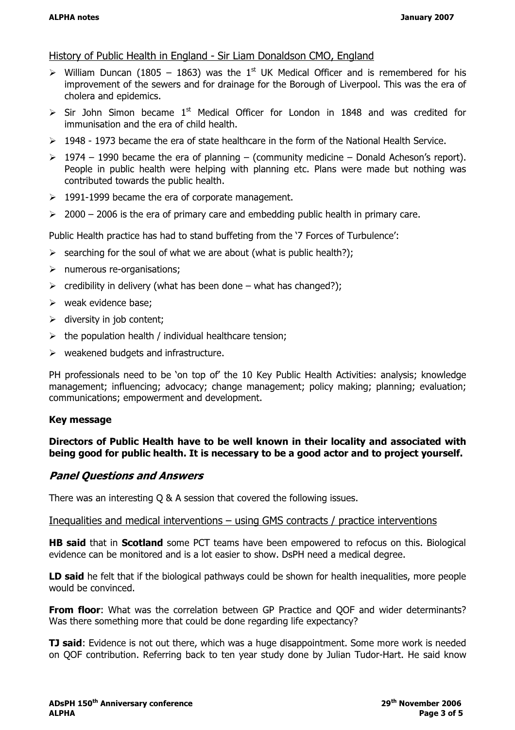History of Public Health in England - Sir Liam Donaldson CMO, England

- William Duncan (1805 – 1863) was the 1st UK Medical Officer and is remembered for his improvement of the sewers and for drainage for the Borough of Liverpool. This was the era of cholera and epidemics.
- Sir John Simon became 1st Medical Officer for London in 1848 and was credited for immunisation and the era of child health.
- 1948 - 1973 became the era of state healthcare in the form of the National Health Service.
- 1974 – 1990 became the era of planning – (community medicine – Donald Acheson's report). People in public health were helping with planning etc. Plans were made but nothing was contributed towards the public health.
- 1991-1999 became the era of corporate management.
- 2000 – 2006 is the era of primary care and embedding public health in primary care.

Public Health practice has had to stand buffeting from the '7 Forces of Turbulence':

- searching for the soul of what we are about (what is public health?);
- numerous re-organisations;
- credibility in delivery (what has been done – what has changed?);
- weak evidence base;
- diversity in job content;
- the population health / individual healthcare tension;
- weakened budgets and infrastructure.

PH professionals need to be 'on top of' the 10 Key Public Health Activities: analysis; knowledge management; influencing; advocacy; change management; policy making; planning; evaluation; communications; empowerment and development.

**Key message**

**Directors of Public Health have to be well known in their locality and associated with being good for public health. It is necessary to be a good actor and to project yourself.**

## *Panel Questions and Answers*

There was an interesting Q & A session that covered the following issues.

Inequalities and medical interventions – using GMS contracts / practice interventions

**HB said** that in **Scotland** some PCT teams have been empowered to refocus on this. Biological evidence can be monitored and is a lot easier to show. DsPH need a medical degree.

**LD said** he felt that if the biological pathways could be shown for health inequalities, more people would be convinced.

**From floor**: What was the correlation between GP Practice and QOF and wider determinants? Was there something more that could be done regarding life expectancy?

**TJ said**: Evidence is not out there, which was a huge disappointment. Some more work is needed on QOF contribution. Referring back to ten year study done by Julian Tudor-Hart. He said know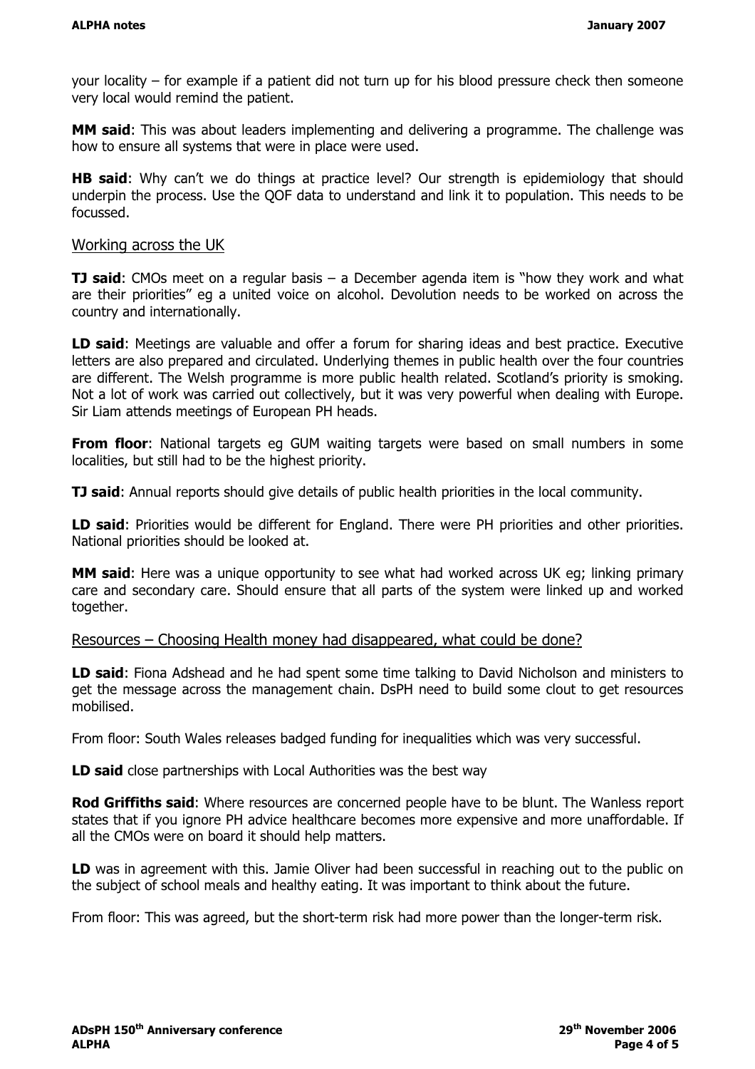your locality – for example if a patient did not turn up for his blood pressure check then someone very local would remind the patient.

**MM said**: This was about leaders implementing and delivering a programme. The challenge was how to ensure all systems that were in place were used.

**HB said**: Why can't we do things at practice level? Our strength is epidemiology that should underpin the process. Use the QOF data to understand and link it to population. This needs to be focussed.

## Working across the UK

**TJ said**: CMOs meet on a regular basis – a December agenda item is "how they work and what are their priorities" eg a united voice on alcohol. Devolution needs to be worked on across the country and internationally.

**LD said**: Meetings are valuable and offer a forum for sharing ideas and best practice. Executive letters are also prepared and circulated. Underlying themes in public health over the four countries are different. The Welsh programme is more public health related. Scotland's priority is smoking. Not a lot of work was carried out collectively, but it was very powerful when dealing with Europe. Sir Liam attends meetings of European PH heads.

**From floor**: National targets eg GUM waiting targets were based on small numbers in some localities, but still had to be the highest priority.

**TJ said**: Annual reports should give details of public health priorities in the local community.

**LD said**: Priorities would be different for England. There were PH priorities and other priorities. National priorities should be looked at.

**MM said**: Here was a unique opportunity to see what had worked across UK eg; linking primary care and secondary care. Should ensure that all parts of the system were linked up and worked together.

## Resources – Choosing Health money had disappeared, what could be done?

**LD said**: Fiona Adshead and he had spent some time talking to David Nicholson and ministers to get the message across the management chain. DsPH need to build some clout to get resources mobilised.

From floor: South Wales releases badged funding for inequalities which was very successful.

**LD said** close partnerships with Local Authorities was the best way

**Rod Griffiths said**: Where resources are concerned people have to be blunt. The Wanless report states that if you ignore PH advice healthcare becomes more expensive and more unaffordable. If all the CMOs were on board it should help matters.

**LD** was in agreement with this. Jamie Oliver had been successful in reaching out to the public on the subject of school meals and healthy eating. It was important to think about the future.

From floor: This was agreed, but the short-term risk had more power than the longer-term risk.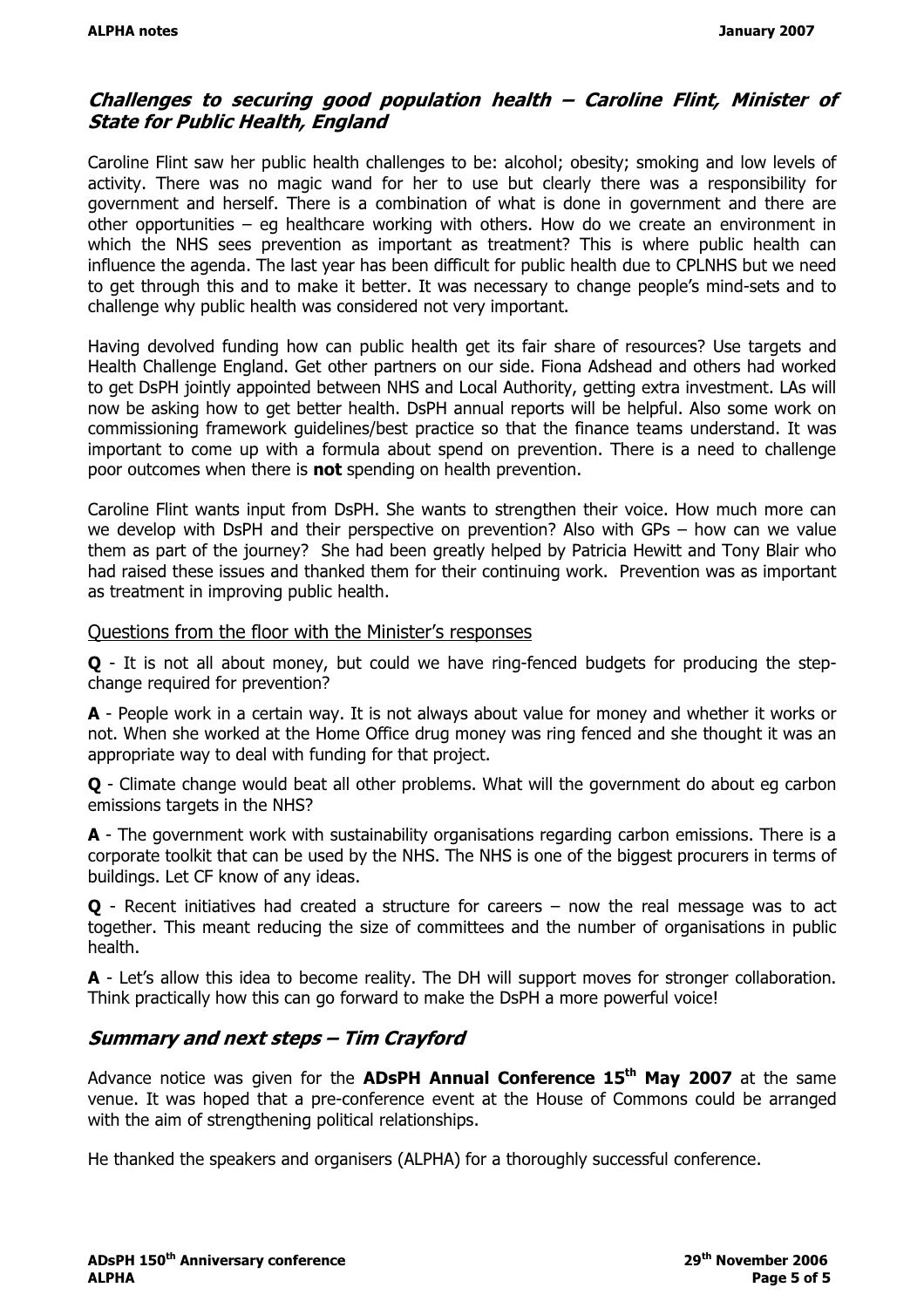### *Challenges to securing good population health – Caroline Flint, Minister of State for Public Health, England*

Caroline Flint saw her public health challenges to be: alcohol; obesity; smoking and low levels of activity. There was no magic wand for her to use but clearly there was a responsibility for government and herself. There is a combination of what is done in government and there are other opportunities – eg healthcare working with others. How do we create an environment in which the NHS sees prevention as important as treatment? This is where public health can influence the agenda. The last year has been difficult for public health due to CPLNHS but we need to get through this and to make it better. It was necessary to change people's mind-sets and to challenge why public health was considered not very important.

Having devolved funding how can public health get its fair share of resources? Use targets and Health Challenge England. Get other partners on our side. Fiona Adshead and others had worked to get DsPH jointly appointed between NHS and Local Authority, getting extra investment. LAs will now be asking how to get better health. DsPH annual reports will be helpful. Also some work on commissioning framework guidelines/best practice so that the finance teams understand. It was important to come up with a formula about spend on prevention. There is a need to challenge poor outcomes when there is **not** spending on health prevention.

Caroline Flint wants input from DsPH. She wants to strengthen their voice. How much more can we develop with DsPH and their perspective on prevention? Also with GPs – how can we value them as part of the journey? She had been greatly helped by Patricia Hewitt and Tony Blair who had raised these issues and thanked them for their continuing work. Prevention was as important as treatment in improving public health.

Questions from the floor with the Minister's responses

**Q** - It is not all about money, but could we have ring-fenced budgets for producing the step-change required for prevention?

**A** - People work in a certain way. It is not always about value for money and whether it works or not. When she worked at the Home Office drug money was ring fenced and she thought it was an appropriate way to deal with funding for that project.

**Q** - Climate change would beat all other problems. What will the government do about eg carbon emissions targets in the NHS?

**A** - The government work with sustainability organisations regarding carbon emissions. There is a corporate toolkit that can be used by the NHS. The NHS is one of the biggest procurers in terms of buildings. Let CF know of any ideas.

**Q** - Recent initiatives had created a structure for careers – now the real message was to act together. This meant reducing the size of committees and the number of organisations in public health.

**A** - Let's allow this idea to become reality. The DH will support moves for stronger collaboration. Think practically how this can go forward to make the DsPH a more powerful voice!

### *Summary and next steps – Tim Crayford*

Advance notice was given for the **ADsPH Annual Conference 15th May 2007** at the same venue. It was hoped that a pre-conference event at the House of Commons could be arranged with the aim of strengthening political relationships.

He thanked the speakers and organisers (ALPHA) for a thoroughly successful conference.